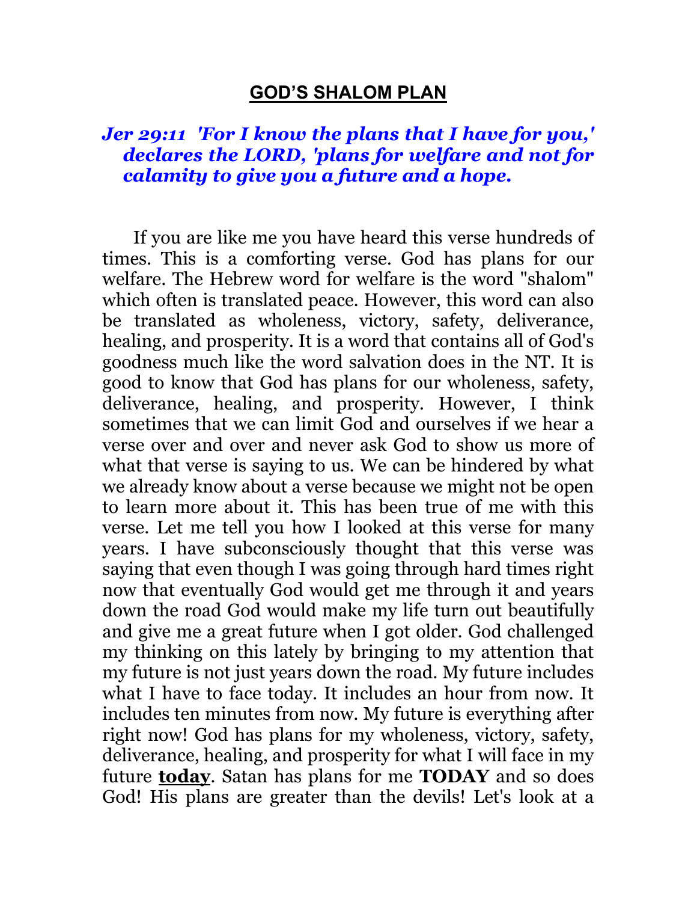# **GOD'S SHALOM PLAN**

***Jer 29:11 'For I know the plans that I have for you,' declares the LORD, 'plans for welfare and not for calamity to give you a future and a hope.***

If you are like me you have heard this verse hundreds of times. This is a comforting verse. God has plans for our welfare. The Hebrew word for welfare is the word "shalom" which often is translated peace. However, this word can also be translated as wholeness, victory, safety, deliverance, healing, and prosperity. It is a word that contains all of God's goodness much like the word salvation does in the NT. It is good to know that God has plans for our wholeness, safety, deliverance, healing, and prosperity. However, I think sometimes that we can limit God and ourselves if we hear a verse over and over and never ask God to show us more of what that verse is saying to us. We can be hindered by what we already know about a verse because we might not be open to learn more about it. This has been true of me with this verse. Let me tell you how I looked at this verse for many years. I have subconsciously thought that this verse was saying that even though I was going through hard times right now that eventually God would get me through it and years down the road God would make my life turn out beautifully and give me a great future when I got older. God challenged my thinking on this lately by bringing to my attention that my future is not just years down the road. My future includes what I have to face today. It includes an hour from now. It includes ten minutes from now. My future is everything after right now! God has plans for my wholeness, victory, safety, deliverance, healing, and prosperity for what I will face in my future **<u>today</u>**. Satan has plans for me **TODAY** and so does God! His plans are greater than the devils! Let's look at a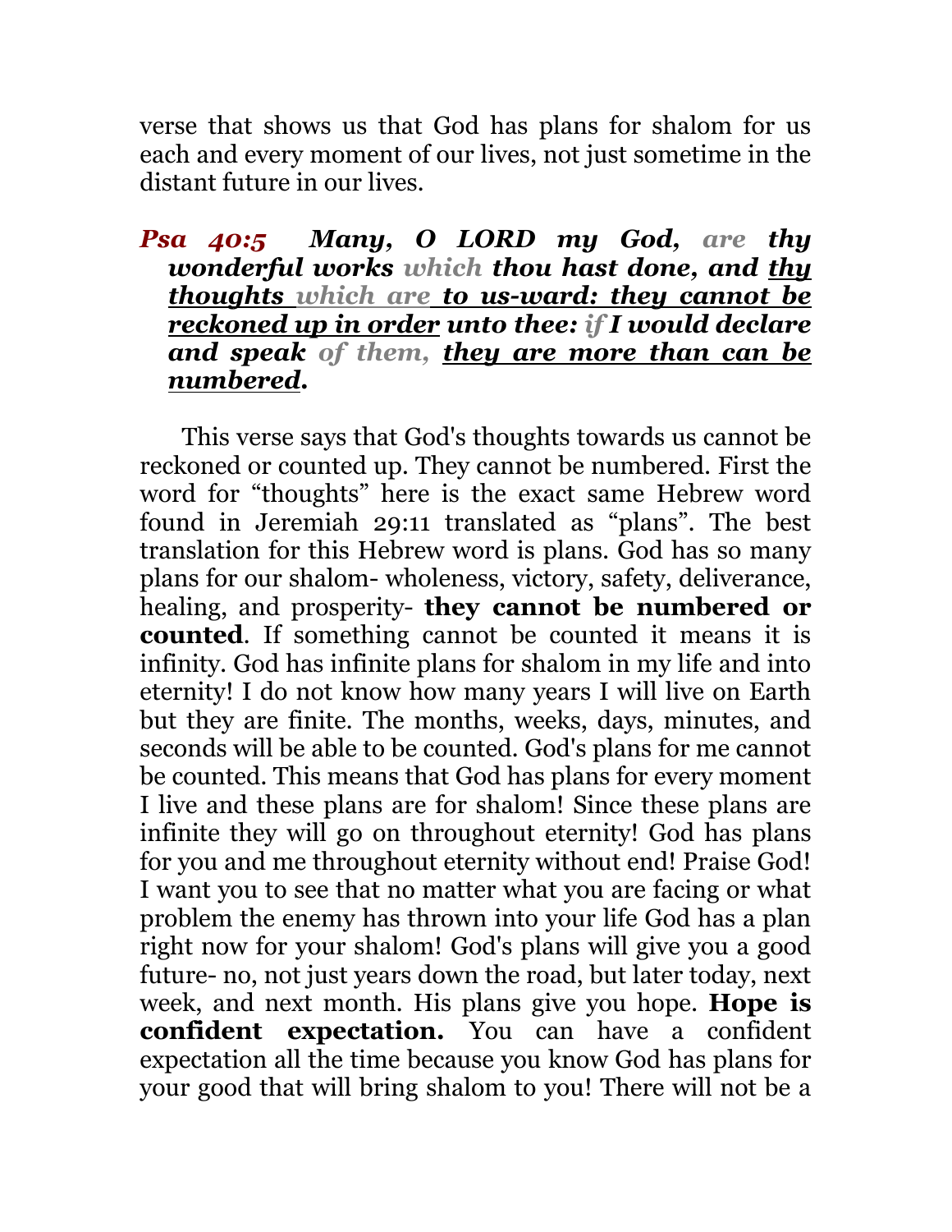verse that shows us that God has plans for shalom for us each and every moment of our lives, not just sometime in the distant future in our lives.

***Psa 40:5 Many, O LORD my God, are thy wonderful works which thou hast done, and <u>thy thoughts which are to us-ward: they cannot be reckoned up in order</u> unto thee: if I would declare and speak of them, <u>they are more than can be numbered</u>.***

This verse says that God's thoughts towards us cannot be reckoned or counted up. They cannot be numbered. First the word for "thoughts" here is the exact same Hebrew word found in Jeremiah 29:11 translated as "plans". The best translation for this Hebrew word is plans. God has so many plans for our shalom- wholeness, victory, safety, deliverance, healing, and prosperity- **they cannot be numbered or counted**. If something cannot be counted it means it is infinity. God has infinite plans for shalom in my life and into eternity! I do not know how many years I will live on Earth but they are finite. The months, weeks, days, minutes, and seconds will be able to be counted. God's plans for me cannot be counted. This means that God has plans for every moment I live and these plans are for shalom! Since these plans are infinite they will go on throughout eternity! God has plans for you and me throughout eternity without end! Praise God! I want you to see that no matter what you are facing or what problem the enemy has thrown into your life God has a plan right now for your shalom! God's plans will give you a good future- no, not just years down the road, but later today, next week, and next month. His plans give you hope. **Hope is confident expectation.** You can have a confident expectation all the time because you know God has plans for your good that will bring shalom to you! There will not be a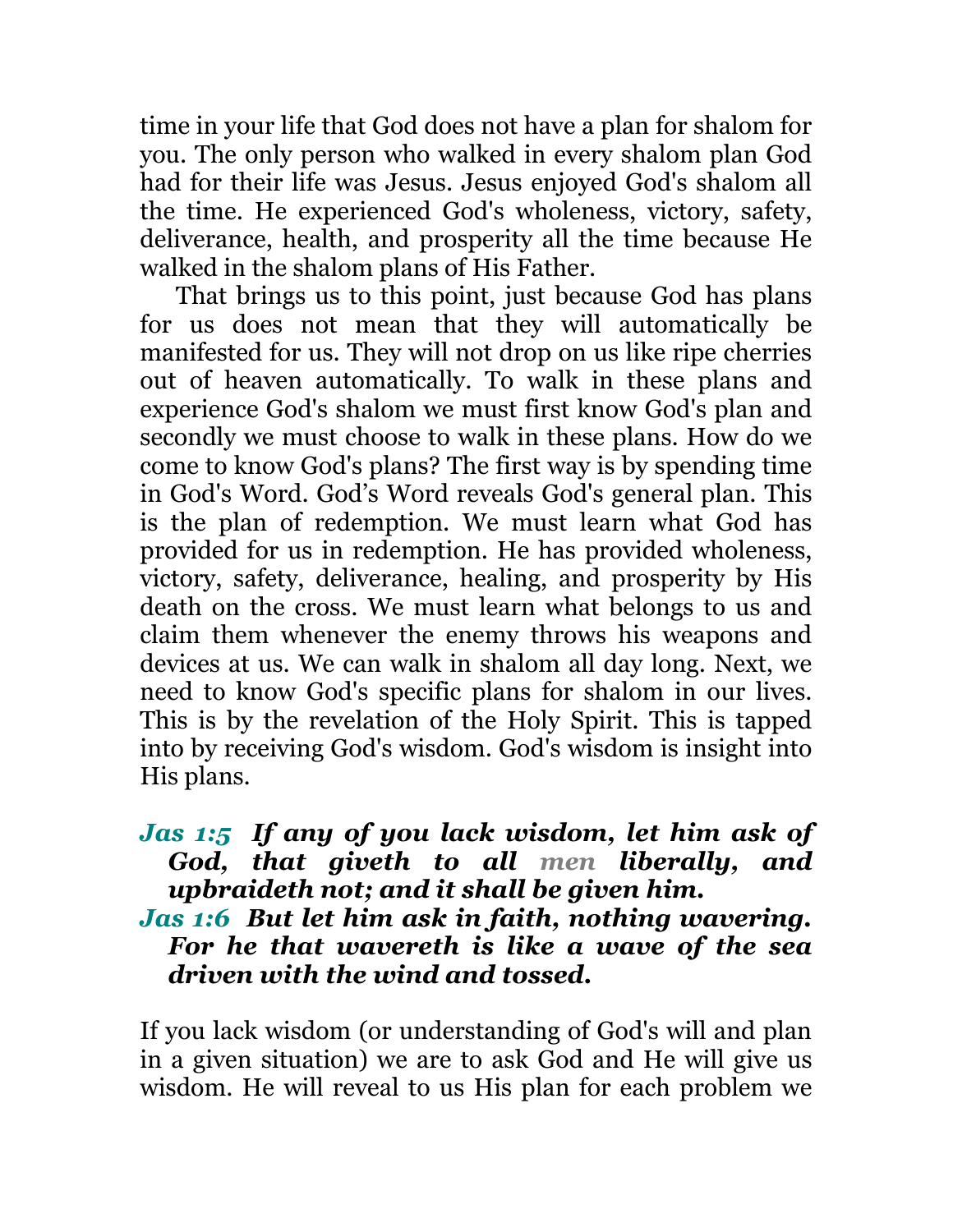time in your life that God does not have a plan for shalom for you. The only person who walked in every shalom plan God had for their life was Jesus. Jesus enjoyed God's shalom all the time. He experienced God's wholeness, victory, safety, deliverance, health, and prosperity all the time because He walked in the shalom plans of His Father.

That brings us to this point, just because God has plans for us does not mean that they will automatically be manifested for us. They will not drop on us like ripe cherries out of heaven automatically. To walk in these plans and experience God's shalom we must first know God's plan and secondly we must choose to walk in these plans. How do we come to know God's plans? The first way is by spending time in God's Word. God's Word reveals God's general plan. This is the plan of redemption. We must learn what God has provided for us in redemption. He has provided wholeness, victory, safety, deliverance, healing, and prosperity by His death on the cross. We must learn what belongs to us and claim them whenever the enemy throws his weapons and devices at us. We can walk in shalom all day long. Next, we need to know God's specific plans for shalom in our lives. This is by the revelation of the Holy Spirit. This is tapped into by receiving God's wisdom. God's wisdom is insight into His plans.

***Jas 1:5** If any of you lack wisdom, let him ask of God, that giveth to all men liberally, and upbraideth not; and it shall be given him.*

***Jas 1:6** But let him ask in faith, nothing wavering. For he that wavereth is like a wave of the sea driven with the wind and tossed.*

If you lack wisdom (or understanding of God's will and plan in a given situation) we are to ask God and He will give us wisdom. He will reveal to us His plan for each problem we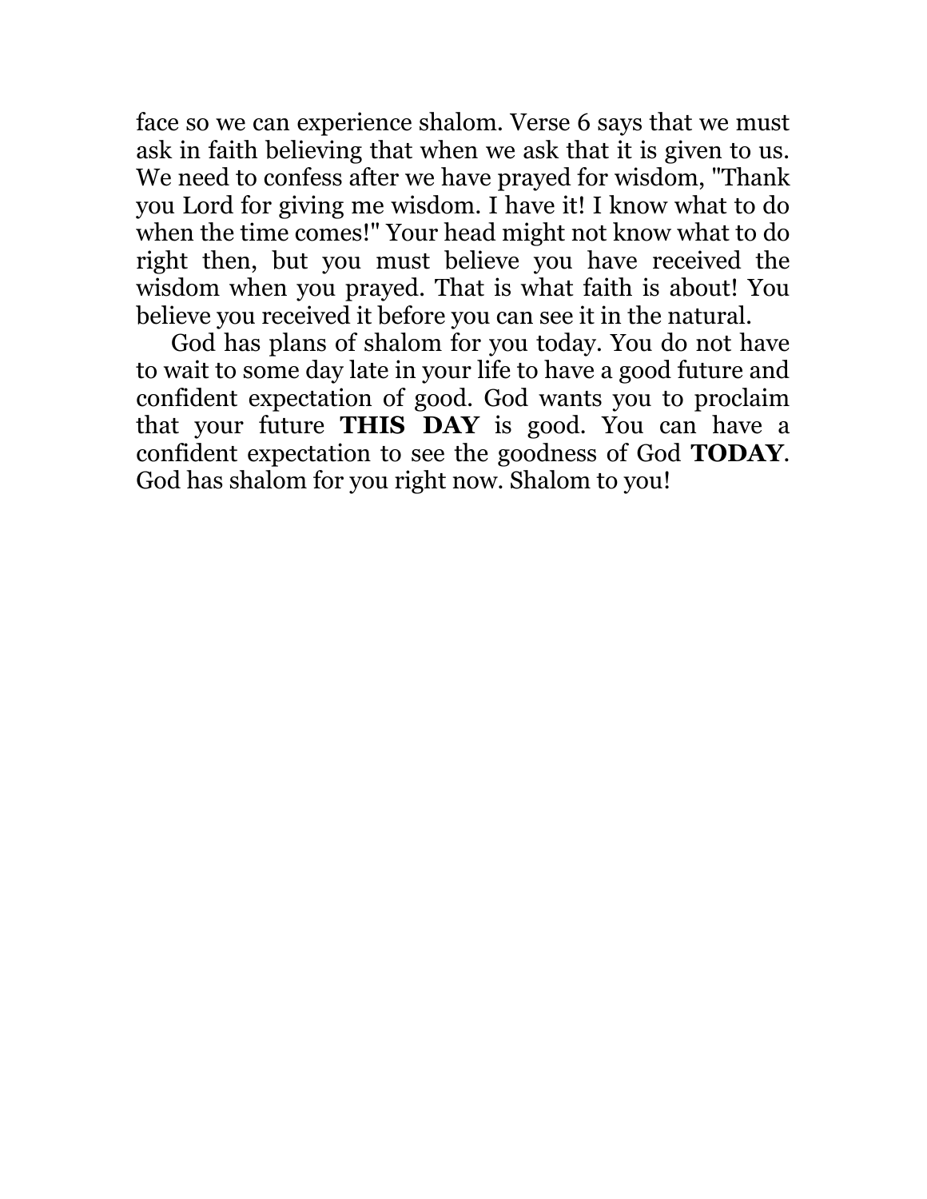face so we can experience shalom. Verse 6 says that we must ask in faith believing that when we ask that it is given to us. We need to confess after we have prayed for wisdom, "Thank you Lord for giving me wisdom. I have it! I know what to do when the time comes!" Your head might not know what to do right then, but you must believe you have received the wisdom when you prayed. That is what faith is about! You believe you received it before you can see it in the natural.

God has plans of shalom for you today. You do not have to wait to some day late in your life to have a good future and confident expectation of good. God wants you to proclaim that your future **THIS DAY** is good. You can have a confident expectation to see the goodness of God **TODAY**. God has shalom for you right now. Shalom to you!